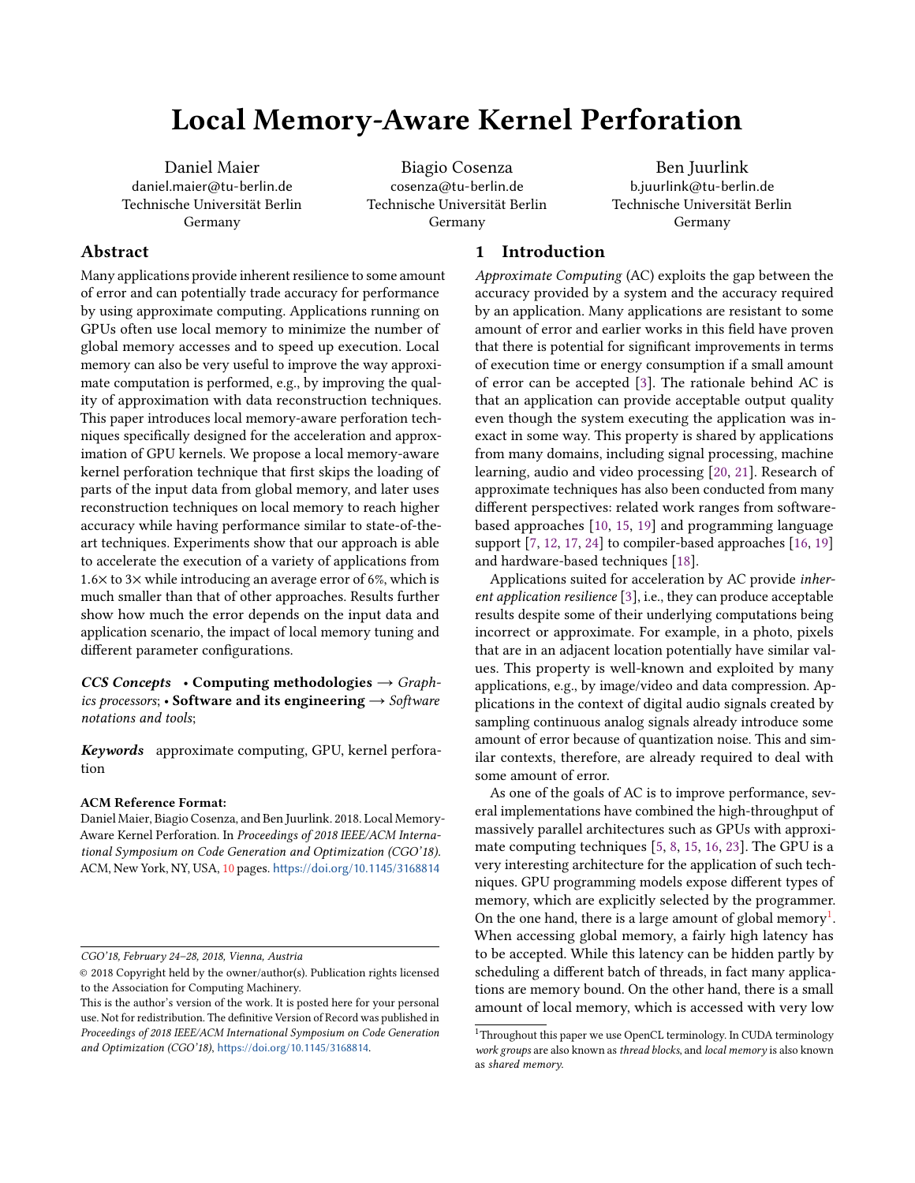# Local Memory-Aware Kernel Perforation

Daniel Maier
daniel.maier@tu-berlin.de
Technische Universität Berlin
Germany

Biagio Cosenza
cosenza@tu-berlin.de
Technische Universität Berlin
Germany

Ben Juurlink
b.juurlink@tu-berlin.de
Technische Universität Berlin
Germany

## Abstract

Many applications provide inherent resilience to some amount of error and can potentially trade accuracy for performance by using approximate computing. Applications running on GPUs often use local memory to minimize the number of global memory accesses and to speed up execution. Local memory can also be very useful to improve the way approximate computation is performed, e.g., by improving the quality of approximation with data reconstruction techniques. This paper introduces local memory-aware perforation techniques specifically designed for the acceleration and approximation of GPU kernels. We propose a local memory-aware kernel perforation technique that first skips the loading of parts of the input data from global memory, and later uses reconstruction techniques on local memory to reach higher accuracy while having performance similar to state-of-the-art techniques. Experiments show that our approach is able to accelerate the execution of a variety of applications from 1.6× to 3× while introducing an average error of 6%, which is much smaller than that of other approaches. Results further show how much the error depends on the input data and application scenario, the impact of local memory tuning and different parameter configurations.

***CCS Concepts*** • **Computing methodologies** → *Graphics processors*; • **Software and its engineering** → *Software notations and tools*;

***Keywords*** approximate computing, GPU, kernel perforation

**ACM Reference Format:**
Daniel Maier, Biagio Cosenza, and Ben Juurlink. 2018. Local Memory-Aware Kernel Perforation. In *Proceedings of 2018 IEEE/ACM International Symposium on Code Generation and Optimization (CGO'18).* ACM, New York, NY, USA, 10 pages. https://doi.org/10.1145/3168814

*CGO'18, February 24–28, 2018, Vienna, Austria*

© 2018 Copyright held by the owner/author(s). Publication rights licensed to the Association for Computing Machinery.
This is the author's version of the work. It is posted here for your personal use. Not for redistribution. The definitive Version of Record was published in *Proceedings of 2018 IEEE/ACM International Symposium on Code Generation and Optimization (CGO'18)*, https://doi.org/10.1145/3168814.

## 1 Introduction

*Approximate Computing* (AC) exploits the gap between the accuracy provided by a system and the accuracy required by an application. Many applications are resistant to some amount of error and earlier works in this field have proven that there is potential for significant improvements in terms of execution time or energy consumption if a small amount of error can be accepted [3]. The rationale behind AC is that an application can provide acceptable output quality even though the system executing the application was inexact in some way. This property is shared by applications from many domains, including signal processing, machine learning, audio and video processing [20, 21]. Research of approximate techniques has also been conducted from many different perspectives: related work ranges from software-based approaches [10, 15, 19] and programming language support [7, 12, 17, 24] to compiler-based approaches [16, 19] and hardware-based techniques [18].

Applications suited for acceleration by AC provide *inherent application resilience* [3], i.e., they can produce acceptable results despite some of their underlying computations being incorrect or approximate. For example, in a photo, pixels that are in an adjacent location potentially have similar values. This property is well-known and exploited by many applications, e.g., by image/video and data compression. Applications in the context of digital audio signals created by sampling continuous analog signals already introduce some amount of error because of quantization noise. This and similar contexts, therefore, are already required to deal with some amount of error.

As one of the goals of AC is to improve performance, several implementations have combined the high-throughput of massively parallel architectures such as GPUs with approximate computing techniques [5, 8, 15, 16, 23]. The GPU is a very interesting architecture for the application of such techniques. GPU programming models expose different types of memory, which are explicitly selected by the programmer. On the one hand, there is a large amount of global memory[1]. When accessing global memory, a fairly high latency has to be accepted. While this latency can be hidden partly by scheduling a different batch of threads, in fact many applications are memory bound. On the other hand, there is a small amount of local memory, which is accessed with very low

[1] Throughout this paper we use OpenCL terminology. In CUDA terminology *work groups* are also known as *thread blocks*, and *local memory* is also known as *shared memory*.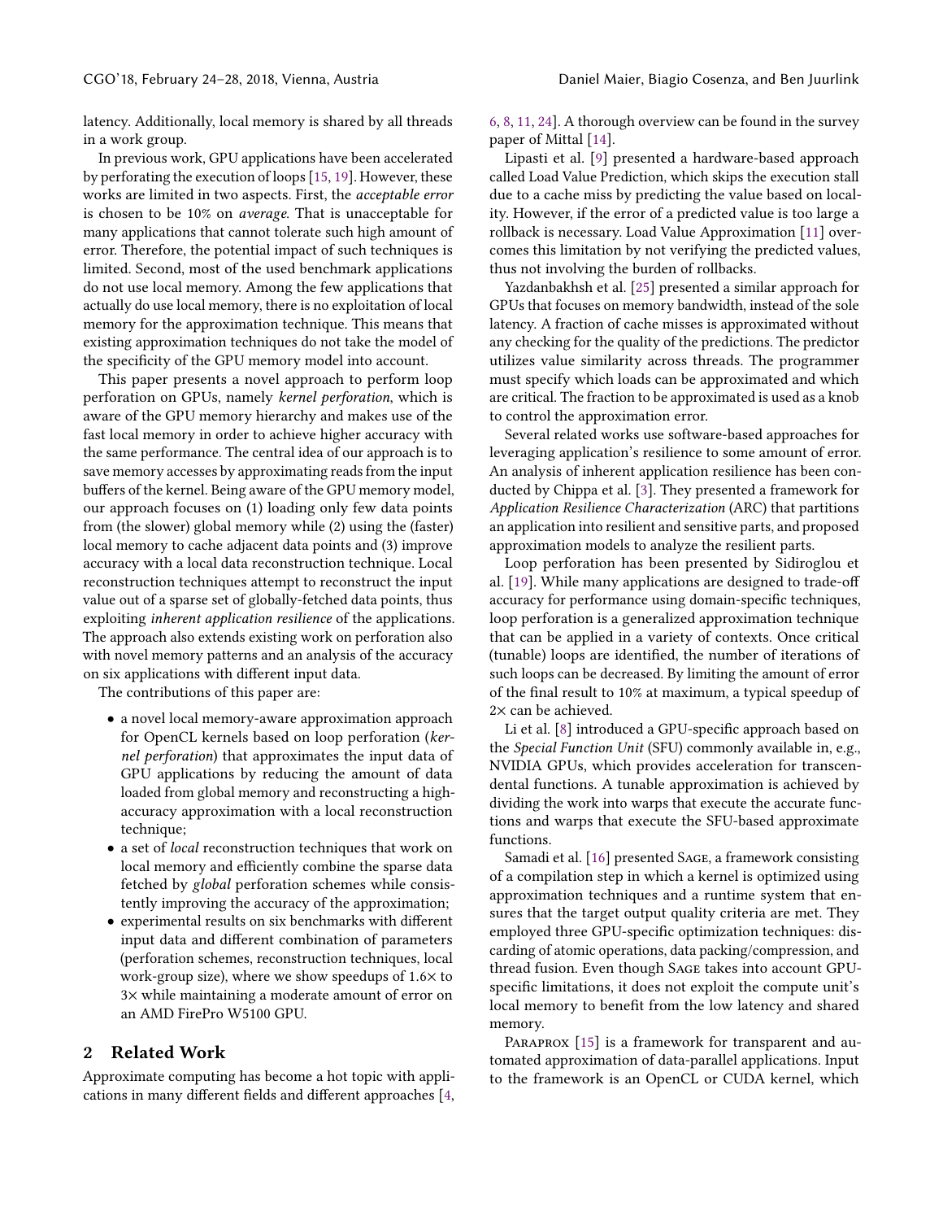latency. Additionally, local memory is shared by all threads in a work group.

In previous work, GPU applications have been accelerated by perforating the execution of loops [15, 19]. However, these works are limited in two aspects. First, the *acceptable error* is chosen to be 10% on *average*. That is unacceptable for many applications that cannot tolerate such high amount of error. Therefore, the potential impact of such techniques is limited. Second, most of the used benchmark applications do not use local memory. Among the few applications that actually do use local memory, there is no exploitation of local memory for the approximation technique. This means that existing approximation techniques do not take the model of the specificity of the GPU memory model into account.

This paper presents a novel approach to perform loop perforation on GPUs, namely *kernel perforation*, which is aware of the GPU memory hierarchy and makes use of the fast local memory in order to achieve higher accuracy with the same performance. The central idea of our approach is to save memory accesses by approximating reads from the input buffers of the kernel. Being aware of the GPU memory model, our approach focuses on (1) loading only few data points from (the slower) global memory while (2) using the (faster) local memory to cache adjacent data points and (3) improve accuracy with a local data reconstruction technique. Local reconstruction techniques attempt to reconstruct the input value out of a sparse set of globally-fetched data points, thus exploiting *inherent application resilience* of the applications. The approach also extends existing work on perforation also with novel memory patterns and an analysis of the accuracy on six applications with different input data.

The contributions of this paper are:

- a novel local memory-aware approximation approach for OpenCL kernels based on loop perforation (*kernel perforation*) that approximates the input data of GPU applications by reducing the amount of data loaded from global memory and reconstructing a high-accuracy approximation with a local reconstruction technique;
- a set of *local* reconstruction techniques that work on local memory and efficiently combine the sparse data fetched by *global* perforation schemes while consistently improving the accuracy of the approximation;
- experimental results on six benchmarks with different input data and different combination of parameters (perforation schemes, reconstruction techniques, local work-group size), where we show speedups of 1.6× to 3× while maintaining a moderate amount of error on an AMD FirePro W5100 GPU.

## 2 Related Work

Approximate computing has become a hot topic with applications in many different fields and different approaches [4, 6, 8, 11, 24]. A thorough overview can be found in the survey paper of Mittal [14].

Lipasti et al. [9] presented a hardware-based approach called Load Value Prediction, which skips the execution stall due to a cache miss by predicting the value based on locality. However, if the error of a predicted value is too large a rollback is necessary. Load Value Approximation [11] overcomes this limitation by not verifying the predicted values, thus not involving the burden of rollbacks.

Yazdanbakhsh et al. [25] presented a similar approach for GPUs that focuses on memory bandwidth, instead of the sole latency. A fraction of cache misses is approximated without any checking for the quality of the predictions. The predictor utilizes value similarity across threads. The programmer must specify which loads can be approximated and which are critical. The fraction to be approximated is used as a knob to control the approximation error.

Several related works use software-based approaches for leveraging application's resilience to some amount of error. An analysis of inherent application resilience has been conducted by Chippa et al. [3]. They presented a framework for *Application Resilience Characterization* (ARC) that partitions an application into resilient and sensitive parts, and proposed approximation models to analyze the resilient parts.

Loop perforation has been presented by Sidiroglou et al. [19]. While many applications are designed to trade-off accuracy for performance using domain-specific techniques, loop perforation is a generalized approximation technique that can be applied in a variety of contexts. Once critical (tunable) loops are identified, the number of iterations of such loops can be decreased. By limiting the amount of error of the final result to 10% at maximum, a typical speedup of 2× can be achieved.

Li et al. [8] introduced a GPU-specific approach based on the *Special Function Unit* (SFU) commonly available in, e.g., NVIDIA GPUs, which provides acceleration for transcendental functions. A tunable approximation is achieved by dividing the work into warps that execute the accurate functions and warps that execute the SFU-based approximate functions.

Samadi et al. [16] presented Sage, a framework consisting of a compilation step in which a kernel is optimized using approximation techniques and a runtime system that ensures that the target output quality criteria are met. They employed three GPU-specific optimization techniques: discarding of atomic operations, data packing/compression, and thread fusion. Even though Sage takes into account GPU-specific limitations, it does not exploit the compute unit's local memory to benefit from the low latency and shared memory.

Paraprox [15] is a framework for transparent and automated approximation of data-parallel applications. Input to the framework is an OpenCL or CUDA kernel, which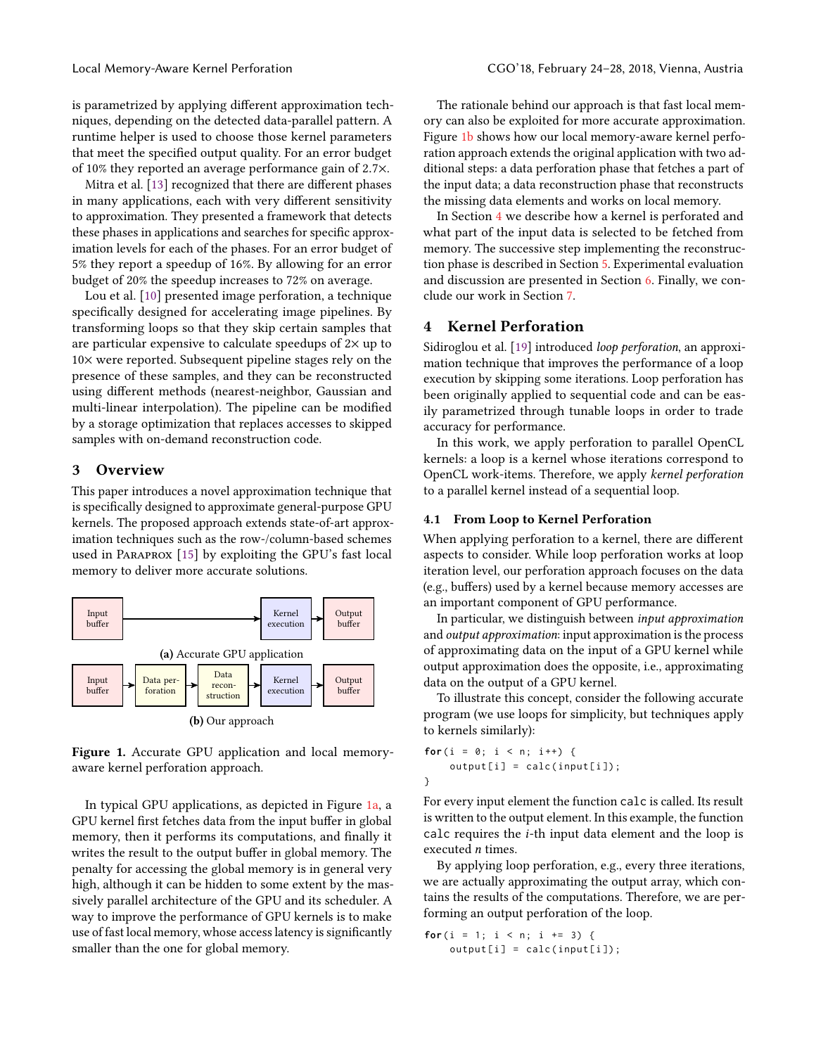is parametrized by applying different approximation techniques, depending on the detected data-parallel pattern. A runtime helper is used to choose those kernel parameters that meet the specified output quality. For an error budget of 10% they reported an average performance gain of 2.7×.

Mitra et al. [13] recognized that there are different phases in many applications, each with very different sensitivity to approximation. They presented a framework that detects these phases in applications and searches for specific approximation levels for each of the phases. For an error budget of 5% they report a speedup of 16%. By allowing for an error budget of 20% the speedup increases to 72% on average.

Lou et al. [10] presented image perforation, a technique specifically designed for accelerating image pipelines. By transforming loops so that they skip certain samples that are particular expensive to calculate speedups of 2× up to 10× were reported. Subsequent pipeline stages rely on the presence of these samples, and they can be reconstructed using different methods (nearest-neighbor, Gaussian and multi-linear interpolation). The pipeline can be modified by a storage optimization that replaces accesses to skipped samples with on-demand reconstruction code.

## 3 Overview

This paper introduces a novel approximation technique that is specifically designed to approximate general-purpose GPU kernels. The proposed approach extends state-of-art approximation techniques such as the row-/column-based schemes used in Paraprox [15] by exploiting the GPU's fast local memory to deliver more accurate solutions.

Input buffer

Kernel execution

Output buffer

**(a)** Accurate GPU application

Input buffer

Data perforation

Data reconstruction

Kernel execution

Output buffer

**(b)** Our approach

**Figure 1.** Accurate GPU application and local memory-aware kernel perforation approach.

In typical GPU applications, as depicted in Figure 1a, a GPU kernel first fetches data from the input buffer in global memory, then it performs its computations, and finally it writes the result to the output buffer in global memory. The penalty for accessing the global memory is in general very high, although it can be hidden to some extent by the massively parallel architecture of the GPU and its scheduler. A way to improve the performance of GPU kernels is to make use of fast local memory, whose access latency is significantly smaller than the one for global memory.

The rationale behind our approach is that fast local memory can also be exploited for more accurate approximation. Figure 1b shows how our local memory-aware kernel perforation approach extends the original application with two additional steps: a data perforation phase that fetches a part of the input data; a data reconstruction phase that reconstructs the missing data elements and works on local memory.

In Section 4 we describe how a kernel is perforated and what part of the input data is selected to be fetched from memory. The successive step implementing the reconstruction phase is described in Section 5. Experimental evaluation and discussion are presented in Section 6. Finally, we conclude our work in Section 7.

## 4 Kernel Perforation

Sidiroglou et al. [19] introduced *loop perforation*, an approximation technique that improves the performance of a loop execution by skipping some iterations. Loop perforation has been originally applied to sequential code and can be easily parametrized through tunable loops in order to trade accuracy for performance.

In this work, we apply perforation to parallel OpenCL kernels: a loop is a kernel whose iterations correspond to OpenCL work-items. Therefore, we apply *kernel perforation* to a parallel kernel instead of a sequential loop.

### 4.1 From Loop to Kernel Perforation

When applying perforation to a kernel, there are different aspects to consider. While loop perforation works at loop iteration level, our perforation approach focuses on the data (e.g., buffers) used by a kernel because memory accesses are an important component of GPU performance.

In particular, we distinguish between *input approximation* and *output approximation*: input approximation is the process of approximating data on the input of a GPU kernel while output approximation does the opposite, i.e., approximating data on the output of a GPU kernel.

To illustrate this concept, consider the following accurate program (we use loops for simplicity, but techniques apply to kernels similarly):

```
for(i = 0; i < n; i++) {
    output[i] = calc(input[i]);
}
```

For every input element the function `calc` is called. Its result is written to the output element. In this example, the function `calc` requires the $i$-th input data element and the loop is executed $n$ times.

By applying loop perforation, e.g., every three iterations, we are actually approximating the output array, which contains the results of the computations. Therefore, we are performing an output perforation of the loop.

```
for(i = 1; i < n; i += 3) {
    output[i] = calc(input[i]);
```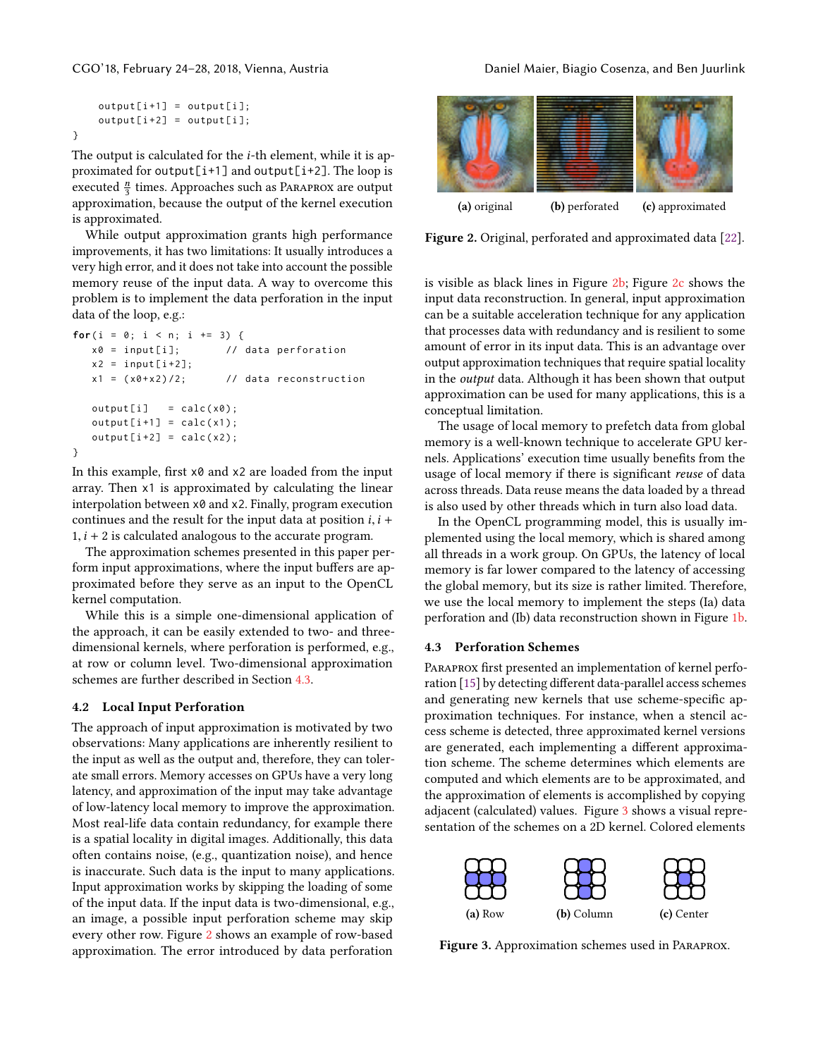```
    output[i+1] = output[i];
    output[i+2] = output[i];
}
```

The output is calculated for the $i$-th element, while it is approximated for `output[i+1]` and `output[i+2]`. The loop is executed $\frac{n}{3}$ times. Approaches such as Paraprox are output approximation, because the output of the kernel execution is approximated.

While output approximation grants high performance improvements, it has two limitations: It usually introduces a very high error, and it does not take into account the possible memory reuse of the input data. A way to overcome this problem is to implement the data perforation in the input data of the loop, e.g.:

```
for(i = 0; i < n; i += 3) {
   x0 = input[i];        // data perforation
   x2 = input[i+2];
   x1 = (x0+x2)/2;       // data reconstruction

   output[i]   = calc(x0);
   output[i+1] = calc(x1);
   output[i+2] = calc(x2);
}
```

In this example, first `x0` and `x2` are loaded from the input array. Then `x1` is approximated by calculating the linear interpolation between `x0` and `x2`. Finally, program execution continues and the result for the input data at position $i, i+1, i+2$ is calculated analogous to the accurate program.

The approximation schemes presented in this paper perform input approximations, where the input buffers are approximated before they serve as an input to the OpenCL kernel computation.

While this is a simple one-dimensional application of the approach, it can be easily extended to two- and three-dimensional kernels, where perforation is performed, e.g., at row or column level. Two-dimensional approximation schemes are further described in Section 4.3.

### 4.2 Local Input Perforation

The approach of input approximation is motivated by two observations: Many applications are inherently resilient to the input as well as the output and, therefore, they can tolerate small errors. Memory accesses on GPUs have a very long latency, and approximation of the input may take advantage of low-latency local memory to improve the approximation. Most real-life data contain redundancy, for example there is a spatial locality in digital images. Additionally, this data often contains noise, (e.g., quantization noise), and hence is inaccurate. Such data is the input to many applications. Input approximation works by skipping the loading of some of the input data. If the input data is two-dimensional, e.g., an image, a possible input perforation scheme may skip every other row. Figure 2 shows an example of row-based approximation. The error introduced by data perforation is visible as black lines in Figure 2b; Figure 2c shows the input data reconstruction. In general, input approximation can be a suitable acceleration technique for any application that processes data with redundancy and is resilient to some amount of error in its input data. This is an advantage over output approximation techniques that require spatial locality in the *output* data. Although it has been shown that output approximation can be used for many applications, this is a conceptual limitation.

(a) original (b) perforated (c) approximated

**Figure 2.** Original, perforated and approximated data [22].

The usage of local memory to prefetch data from global memory is a well-known technique to accelerate GPU kernels. Applications' execution time usually benefits from the usage of local memory if there is significant *reuse* of data across threads. Data reuse means the data loaded by a thread is also used by other threads which in turn also load data.

In the OpenCL programming model, this is usually implemented using the local memory, which is shared among all threads in a work group. On GPUs, the latency of local memory is far lower compared to the latency of accessing the global memory, but its size is rather limited. Therefore, we use the local memory to implement the steps (Ia) data perforation and (Ib) data reconstruction shown in Figure 1b.

### 4.3 Perforation Schemes

Paraprox first presented an implementation of kernel perforation [15] by detecting different data-parallel access schemes and generating new kernels that use scheme-specific approximation techniques. For instance, when a stencil access scheme is detected, three approximated kernel versions are generated, each implementing a different approximation scheme. The scheme determines which elements are computed and which elements are to be approximated, and the approximation of elements is accomplished by copying adjacent (calculated) values. Figure 3 shows a visual representation of the schemes on a 2D kernel. Colored elements

(a) Row (b) Column (c) Center

**Figure 3.** Approximation schemes used in Paraprox.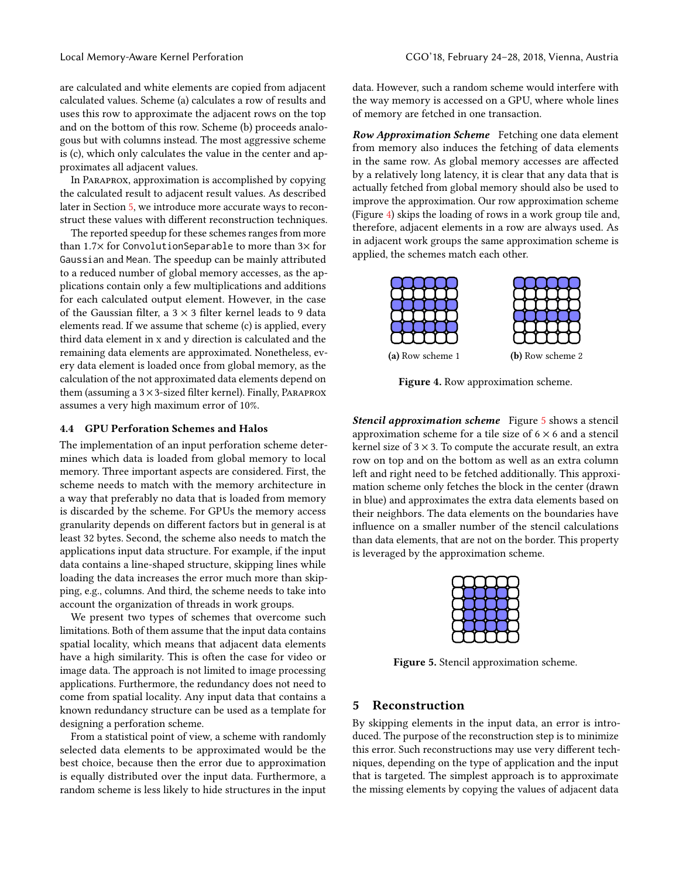are calculated and white elements are copied from adjacent calculated values. Scheme (a) calculates a row of results and uses this row to approximate the adjacent rows on the top and on the bottom of this row. Scheme (b) proceeds analogous but with columns instead. The most aggressive scheme is (c), which only calculates the value in the center and approximates all adjacent values.

In Paraprox, approximation is accomplished by copying the calculated result to adjacent result values. As described later in Section 5, we introduce more accurate ways to reconstruct these values with different reconstruction techniques.

The reported speedup for these schemes ranges from more than 1.7× for `ConvolutionSeparable` to more than 3× for `Gaussian` and `Mean`. The speedup can be mainly attributed to a reduced number of global memory accesses, as the applications contain only a few multiplications and additions for each calculated output element. However, in the case of the Gaussian filter, a $3 \times 3$ filter kernel leads to 9 data elements read. If we assume that scheme (c) is applied, every third data element in x and y direction is calculated and the remaining data elements are approximated. Nonetheless, every data element is loaded once from global memory, as the calculation of the not approximated data elements depend on them (assuming a $3 \times 3$-sized filter kernel). Finally, Paraprox assumes a very high maximum error of 10%.

### 4.4 GPU Perforation Schemes and Halos

The implementation of an input perforation scheme determines which data is loaded from global memory to local memory. Three important aspects are considered. First, the scheme needs to match with the memory architecture in a way that preferably no data that is loaded from memory is discarded by the scheme. For GPUs the memory access granularity depends on different factors but in general is at least 32 bytes. Second, the scheme also needs to match the applications input data structure. For example, if the input data contains a line-shaped structure, skipping lines while loading the data increases the error much more than skipping, e.g., columns. And third, the scheme needs to take into account the organization of threads in work groups.

We present two types of schemes that overcome such limitations. Both of them assume that the input data contains spatial locality, which means that adjacent data elements have a high similarity. This is often the case for video or image data. The approach is not limited to image processing applications. Furthermore, the redundancy does not need to come from spatial locality. Any input data that contains a known redundancy structure can be used as a template for designing a perforation scheme.

From a statistical point of view, a scheme with randomly selected data elements to be approximated would be the best choice, because then the error due to approximation is equally distributed over the input data. Furthermore, a random scheme is less likely to hide structures in the input data. However, such a random scheme would interfere with the way memory is accessed on a GPU, where whole lines of memory are fetched in one transaction.

***Row Approximation Scheme*** Fetching one data element from memory also induces the fetching of data elements in the same row. As global memory accesses are affected by a relatively long latency, it is clear that any data that is actually fetched from global memory should also be used to improve the approximation. Our row approximation scheme (Figure 4) skips the loading of rows in a work group tile and, therefore, adjacent elements in a row are always used. As in adjacent work groups the same approximation scheme is applied, the schemes match each other.

**(a)** Row scheme 1

**(b)** Row scheme 2

**Figure 4.** Row approximation scheme.

***Stencil approximation scheme*** Figure 5 shows a stencil approximation scheme for a tile size of $6 \times 6$ and a stencil kernel size of $3 \times 3$. To compute the accurate result, an extra row on top and on the bottom as well as an extra column left and right need to be fetched additionally. This approximation scheme only fetches the block in the center (drawn in blue) and approximates the extra data elements based on their neighbors. The data elements on the boundaries have influence on a smaller number of the stencil calculations than data elements, that are not on the border. This property is leveraged by the approximation scheme.

**Figure 5.** Stencil approximation scheme.

## 5 Reconstruction

By skipping elements in the input data, an error is introduced. The purpose of the reconstruction step is to minimize this error. Such reconstructions may use very different techniques, depending on the type of application and the input that is targeted. The simplest approach is to approximate the missing elements by copying the values of adjacent data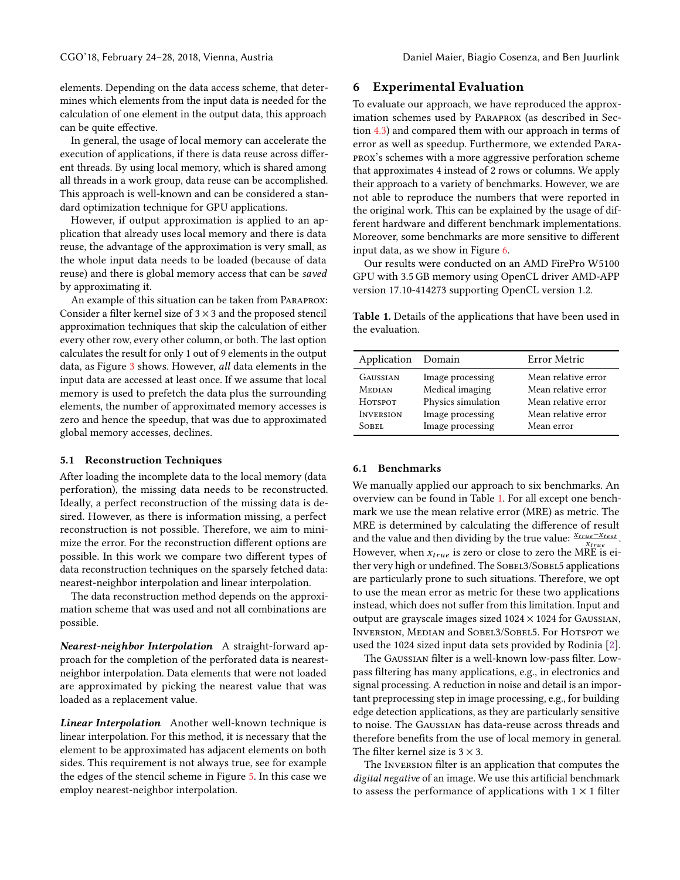elements. Depending on the data access scheme, that determines which elements from the input data is needed for the calculation of one element in the output data, this approach can be quite effective.

In general, the usage of local memory can accelerate the execution of applications, if there is data reuse across different threads. By using local memory, which is shared among all threads in a work group, data reuse can be accomplished. This approach is well-known and can be considered a standard optimization technique for GPU applications.

However, if output approximation is applied to an application that already uses local memory and there is data reuse, the advantage of the approximation is very small, as the whole input data needs to be loaded (because of data reuse) and there is global memory access that can be *saved* by approximating it.

An example of this situation can be taken from Paraprox: Consider a filter kernel size of $3 \times 3$ and the proposed stencil approximation techniques that skip the calculation of either every other row, every other column, or both. The last option calculates the result for only 1 out of 9 elements in the output data, as Figure 3 shows. However, *all* data elements in the input data are accessed at least once. If we assume that local memory is used to prefetch the data plus the surrounding elements, the number of approximated memory accesses is zero and hence the speedup, that was due to approximated global memory accesses, declines.

### 5.1 Reconstruction Techniques

After loading the incomplete data to the local memory (data perforation), the missing data needs to be reconstructed. Ideally, a perfect reconstruction of the missing data is desired. However, as there is information missing, a perfect reconstruction is not possible. Therefore, we aim to minimize the error. For the reconstruction different options are possible. In this work we compare two different types of data reconstruction techniques on the sparsely fetched data: nearest-neighbor interpolation and linear interpolation.

The data reconstruction method depends on the approximation scheme that was used and not all combinations are possible.

***Nearest-neighbor Interpolation*** A straight-forward approach for the completion of the perforated data is nearest-neighbor interpolation. Data elements that were not loaded are approximated by picking the nearest value that was loaded as a replacement value.

***Linear Interpolation*** Another well-known technique is linear interpolation. For this method, it is necessary that the element to be approximated has adjacent elements on both sides. This requirement is not always true, see for example the edges of the stencil scheme in Figure 5. In this case we employ nearest-neighbor interpolation.

## 6 Experimental Evaluation

To evaluate our approach, we have reproduced the approximation schemes used by Paraprox (as described in Section 4.3) and compared them with our approach in terms of error as well as speedup. Furthermore, we extended Paraprox's schemes with a more aggressive perforation scheme that approximates 4 instead of 2 rows or columns. We apply their approach to a variety of benchmarks. However, we are not able to reproduce the numbers that were reported in the original work. This can be explained by the usage of different hardware and different benchmark implementations. Moreover, some benchmarks are more sensitive to different input data, as we show in Figure 6.

Our results were conducted on an AMD FirePro W5100 GPU with 3.5 GB memory using OpenCL driver AMD-APP version 17.10-414273 supporting OpenCL version 1.2.

**Table 1.** Details of the applications that have been used in the evaluation.

| Application | Domain | Error Metric |
|---|---|---|
| Gaussian | Image processing | Mean relative error |
| Median | Medical imaging | Mean relative error |
| Hotspot | Physics simulation | Mean relative error |
| Inversion | Image processing | Mean relative error |
| Sobel | Image processing | Mean error |

### 6.1 Benchmarks

We manually applied our approach to six benchmarks. An overview can be found in Table 1. For all except one benchmark we use the mean relative error (MRE) as metric. The MRE is determined by calculating the difference of result and the value and then dividing by the true value: $\frac{x_{true} - x_{test}}{x_{true}}$. However, when $x_{true}$ is zero or close to zero the MRE is either very high or undefined. The Sobel3/Sobel5 applications are particularly prone to such situations. Therefore, we opt to use the mean error as metric for these two applications instead, which does not suffer from this limitation. Input and output are grayscale images sized $1024 \times 1024$ for Gaussian, Inversion, Median and Sobel3/Sobel5. For Hotspot we used the 1024 sized input data sets provided by Rodinia [2].

The Gaussian filter is a well-known low-pass filter. Low-pass filtering has many applications, e.g., in electronics and signal processing. A reduction in noise and detail is an important preprocessing step in image processing, e.g., for building edge detection applications, as they are particularly sensitive to noise. The Gaussian has data-reuse across threads and therefore benefits from the use of local memory in general. The filter kernel size is $3 \times 3$.

The Inversion filter is an application that computes the *digital negative* of an image. We use this artificial benchmark to assess the performance of applications with $1 \times 1$ filter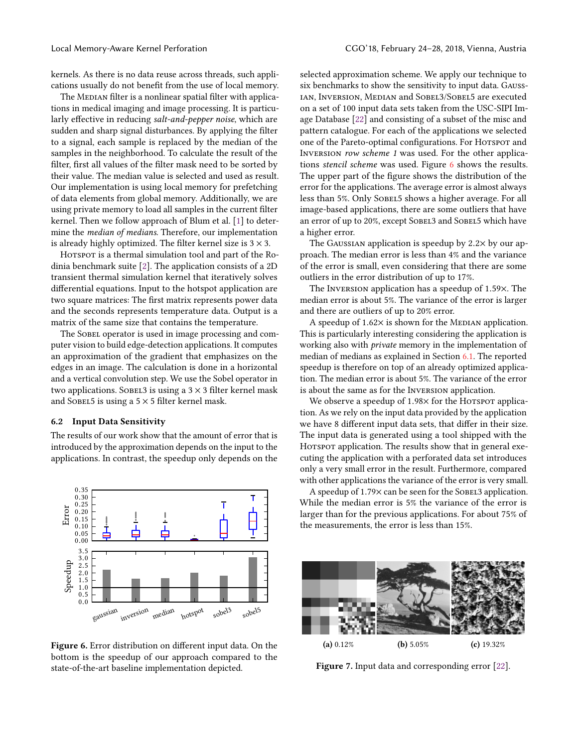kernels. As there is no data reuse across threads, such applications usually do not benefit from the use of local memory.

The Median filter is a nonlinear spatial filter with applications in medical imaging and image processing. It is particularly effective in reducing *salt-and-pepper noise*, which are sudden and sharp signal disturbances. By applying the filter to a signal, each sample is replaced by the median of the samples in the neighborhood. To calculate the result of the filter, first all values of the filter mask need to be sorted by their value. The median value is selected and used as result. Our implementation is using local memory for prefetching of data elements from global memory. Additionally, we are using private memory to load all samples in the current filter kernel. Then we follow approach of Blum et al. [1] to determine the *median of medians*. Therefore, our implementation is already highly optimized. The filter kernel size is $3 \times 3$.

Hotspot is a thermal simulation tool and part of the Rodinia benchmark suite [2]. The application consists of a 2D transient thermal simulation kernel that iteratively solves differential equations. Input to the hotspot application are two square matrices: The first matrix represents power data and the seconds represents temperature data. Output is a matrix of the same size that contains the temperature.

The Sobel operator is used in image processing and computer vision to build edge-detection applications. It computes an approximation of the gradient that emphasizes on the edges in an image. The calculation is done in a horizontal and a vertical convolution step. We use the Sobel operator in two applications. Sobel3 is using a $3 \times 3$ filter kernel mask and Sobel5 is using a $5 \times 5$ filter kernel mask.

### 6.2 Input Data Sensitivity

The results of our work show that the amount of error that is introduced by the approximation depends on the input to the applications. In contrast, the speedup only depends on the selected approximation scheme. We apply our technique to six benchmarks to show the sensitivity to input data. Gaussian, Inversion, Median and Sobel3/Sobel5 are executed on a set of 100 input data sets taken from the USC-SIPI Image Database [22] and consisting of a subset of the misc and pattern catalogue. For each of the applications we selected one of the Pareto-optimal configurations. For Hotspot and Inversion *row scheme 1* was used. For the other applications *stencil scheme* was used. Figure 6 shows the results. The upper part of the figure shows the distribution of the error for the applications. The average error is almost always less than 5%. Only Sobel5 shows a higher average. For all image-based applications, there are some outliers that have an error of up to 20%, except Sobel3 and Sobel5 which have a higher error.

Error
0.35
0.30
0.25
0.20
0.15
0.10
0.05
0.00

Speedup
3.5
3.0
2.5
2.0
1.5
1.0
0.5
0.0

gaussian inversion median hotspot sobel3 sobel5

**Figure 6.** Error distribution on different input data. On the bottom is the speedup of our approach compared to the state-of-the-art baseline implementation depicted.

The Gaussian application is speedup by 2.2× by our approach. The median error is less than 4% and the variance of the error is small, even considering that there are some outliers in the error distribution of up to 17%.

The Inversion application has a speedup of 1.59×. The median error is about 5%. The variance of the error is larger and there are outliers of up to 20% error.

A speedup of 1.62× is shown for the Median application. This is particularly interesting considering the application is working also with *private* memory in the implementation of median of medians as explained in Section 6.1. The reported speedup is therefore on top of an already optimized application. The median error is about 5%. The variance of the error is about the same as for the Inversion application.

We observe a speedup of 1.98× for the Hotspot application. As we rely on the input data provided by the application we have 8 different input data sets, that differ in their size. The input data is generated using a tool shipped with the Hotspot application. The results show that in general executing the application with a perforated data set introduces only a very small error in the result. Furthermore, compared with other applications the variance of the error is very small.

A speedup of 1.79× can be seen for the Sobel3 application. While the median error is 5% the variance of the error is larger than for the previous applications. For about 75% of the measurements, the error is less than 15%.

**(a)** 0.12% **(b)** 5.05% **(c)** 19.32%

**Figure 7.** Input data and corresponding error [22].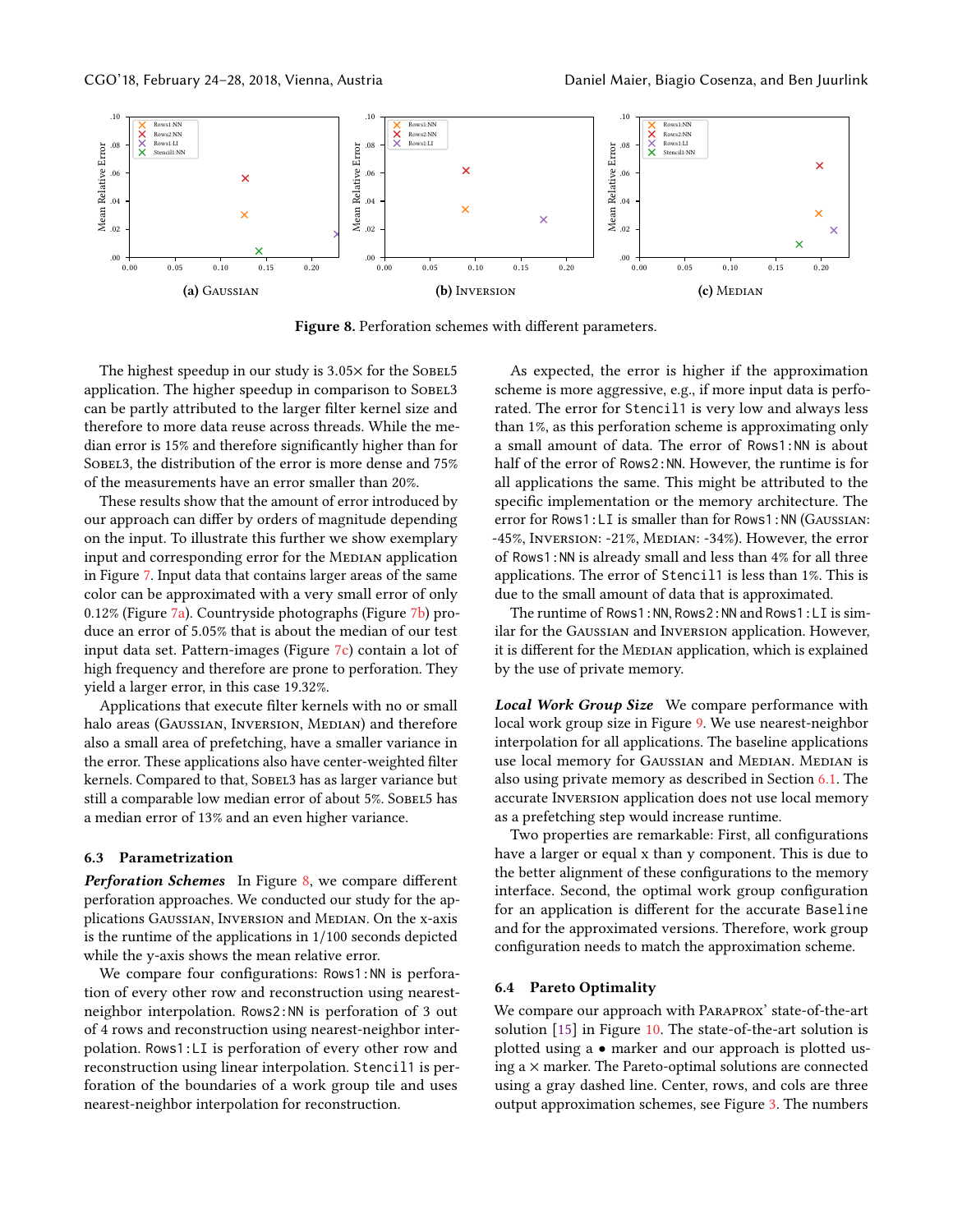.10
.08
.06
.04
.02
.00
Mean Relative Error
0.00 0.05 0.10 0.15 0.20
Rows1:NN
Rows2:NN
Rows1:LI
Stencil1:NN

**(a)** Gaussian

.10
.08
.06
.04
.02
.00
Mean Relative Error
0.00 0.05 0.10 0.15 0.20
Rows1:NN
Rows2:NN
Rows1:LI

**(b)** Inversion

.10
.08
.06
.04
.02
.00
Mean Relative Error
0.00 0.05 0.10 0.15 0.20
Rows1:NN
Rows2:NN
Rows1:LI
Stencil1:NN

**(c)** Median

**Figure 8.** Perforation schemes with different parameters.

The highest speedup in our study is 3.05× for the Sobel5 application. The higher speedup in comparison to Sobel3 can be partly attributed to the larger filter kernel size and therefore to more data reuse across threads. While the median error is 15% and therefore significantly higher than for Sobel3, the distribution of the error is more dense and 75% of the measurements have an error smaller than 20%.

These results show that the amount of error introduced by our approach can differ by orders of magnitude depending on the input. To illustrate this further we show exemplary input and corresponding error for the Median application in Figure 7. Input data that contains larger areas of the same color can be approximated with a very small error of only 0.12% (Figure 7a). Countryside photographs (Figure 7b) produce an error of 5.05% that is about the median of our test input data set. Pattern-images (Figure 7c) contain a lot of high frequency and therefore are prone to perforation. They yield a larger error, in this case 19.32%.

Applications that execute filter kernels with no or small halo areas (Gaussian, Inversion, Median) and therefore also a small area of prefetching, have a smaller variance in the error. These applications also have center-weighted filter kernels. Compared to that, Sobel3 has as larger variance but still a comparable low median error of about 5%. Sobel5 has a median error of 13% and an even higher variance.

### 6.3 Parametrization

***Perforation Schemes*** In Figure 8, we compare different perforation approaches. We conducted our study for the applications Gaussian, Inversion and Median. On the x-axis is the runtime of the applications in 1/100 seconds depicted while the y-axis shows the mean relative error.

We compare four configurations: `Rows1:NN` is perforation of every other row and reconstruction using nearest-neighbor interpolation. `Rows2:NN` is perforation of 3 out of 4 rows and reconstruction using nearest-neighbor interpolation. `Rows1:LI` is perforation of every other row and reconstruction using linear interpolation. `Stencil1` is perforation of the boundaries of a work group tile and uses nearest-neighbor interpolation for reconstruction.

As expected, the error is higher if the approximation scheme is more aggressive, e.g., if more input data is perforated. The error for `Stencil1` is very low and always less than 1%, as this perforation scheme is approximating only a small amount of data. The error of `Rows1:NN` is about half of the error of `Rows2:NN`. However, the runtime is for all applications the same. This might be attributed to the specific implementation or the memory architecture. The error for `Rows1:LI` is smaller than for `Rows1:NN` (Gaussian: -45%, Inversion: -21%, Median: -34%). However, the error of `Rows1:NN` is already small and less than 4% for all three applications. The error of `Stencil1` is less than 1%. This is due to the small amount of data that is approximated.

The runtime of `Rows1:NN`, `Rows2:NN` and `Rows1:LI` is similar for the Gaussian and Inversion application. However, it is different for the Median application, which is explained by the use of private memory.

***Local Work Group Size*** We compare performance with local work group size in Figure 9. We use nearest-neighbor interpolation for all applications. The baseline applications use local memory for Gaussian and Median. Median is also using private memory as described in Section 6.1. The accurate Inversion application does not use local memory as a prefetching step would increase runtime.

Two properties are remarkable: First, all configurations have a larger or equal x than y component. This is due to the better alignment of these configurations to the memory interface. Second, the optimal work group configuration for an application is different for the accurate `Baseline` and for the approximated versions. Therefore, work group configuration needs to match the approximation scheme.

### 6.4 Pareto Optimality

We compare our approach with Paraprox' state-of-the-art solution [15] in Figure 10. The state-of-the-art solution is plotted using a • marker and our approach is plotted using a × marker. The Pareto-optimal solutions are connected using a gray dashed line. Center, rows, and cols are three output approximation schemes, see Figure 3. The numbers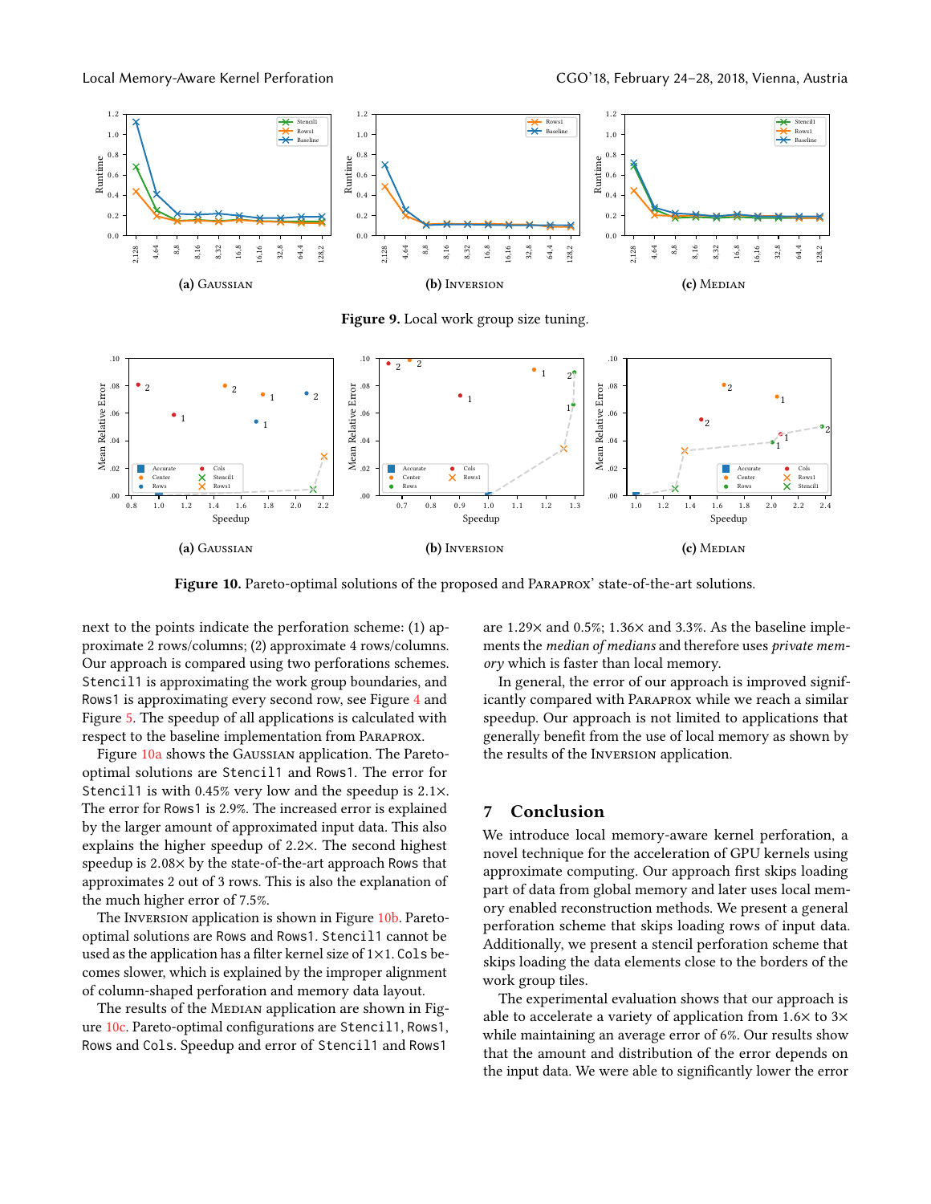Runtime

1.2
1.0
0.8
0.6
0.4
0.2
0.0

Stencil1
Rows1
Baseline

2,128 4,64 8,8 8,16 8,32 16,8 16,16 32,8 64,4 128,2

**(a)** Gaussian

Rows1
Baseline

**(b)** Inversion

Stencil1
Rows1
Baseline

**(c)** Median

**Figure 9.** Local work group size tuning.

Mean Relative Error

.10
.08
.06
.04
.02
.00

Speedup

Accurate
Center
Rows
Cols
Stencil1
Rows1

**(a)** Gaussian

**(b)** Inversion

**(c)** Median

**Figure 10.** Pareto-optimal solutions of the proposed and Paraprox' state-of-the-art solutions.

next to the points indicate the perforation scheme: (1) approximate 2 rows/columns; (2) approximate 4 rows/columns. Our approach is compared using two perforations schemes. `Stencil1` is approximating the work group boundaries, and `Rows1` is approximating every second row, see Figure 4 and Figure 5. The speedup of all applications is calculated with respect to the baseline implementation from Paraprox.

Figure 10a shows the Gaussian application. The Pareto-optimal solutions are `Stencil1` and `Rows1`. The error for `Stencil1` is with 0.45% very low and the speedup is 2.1×. The error for `Rows1` is 2.9%. The increased error is explained by the larger amount of approximated input data. This also explains the higher speedup of 2.2×. The second highest speedup is 2.08× by the state-of-the-art approach `Rows` that approximates 2 out of 3 rows. This is also the explanation of the much higher error of 7.5%.

The Inversion application is shown in Figure 10b. Pareto-optimal solutions are `Rows` and `Rows1`. `Stencil1` cannot be used as the application has a filter kernel size of 1×1. `Cols` becomes slower, which is explained by the improper alignment of column-shaped perforation and memory data layout.

The results of the Median application are shown in Figure 10c. Pareto-optimal configurations are `Stencil1`, `Rows1`, `Rows` and `Cols`. Speedup and error of `Stencil1` and `Rows1` are 1.29× and 0.5%; 1.36× and 3.3%. As the baseline implements the *median of medians* and therefore uses *private memory* which is faster than local memory.

In general, the error of our approach is improved significantly compared with Paraprox while we reach a similar speedup. Our approach is not limited to applications that generally benefit from the use of local memory as shown by the results of the Inversion application.

## 7 Conclusion

We introduce local memory-aware kernel perforation, a novel technique for the acceleration of GPU kernels using approximate computing. Our approach first skips loading part of data from global memory and later uses local memory enabled reconstruction methods. We present a general perforation scheme that skips loading rows of input data. Additionally, we present a stencil perforation scheme that skips loading the data elements close to the borders of the work group tiles.

The experimental evaluation shows that our approach is able to accelerate a variety of application from 1.6× to 3× while maintaining an average error of 6%. Our results show that the amount and distribution of the error depends on the input data. We were able to significantly lower the error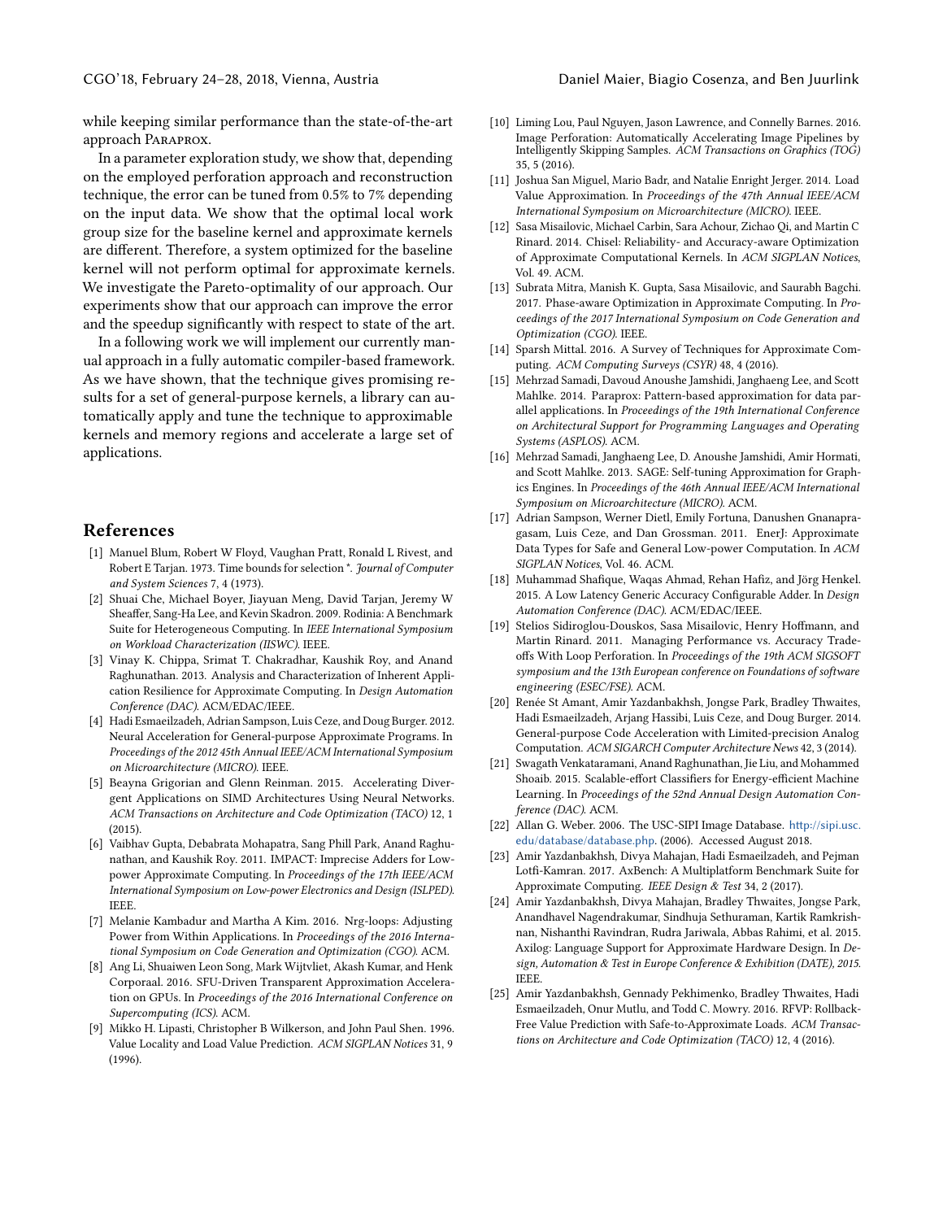while keeping similar performance than the state-of-the-art approach Paraprox.

In a parameter exploration study, we show that, depending on the employed perforation approach and reconstruction technique, the error can be tuned from 0.5% to 7% depending on the input data. We show that the optimal local work group size for the baseline kernel and approximate kernels are different. Therefore, a system optimized for the baseline kernel will not perform optimal for approximate kernels. We investigate the Pareto-optimality of our approach. Our experiments show that our approach can improve the error and the speedup significantly with respect to state of the art.

In a following work we will implement our currently manual approach in a fully automatic compiler-based framework. As we have shown, that the technique gives promising results for a set of general-purpose kernels, a library can automatically apply and tune the technique to approximable kernels and memory regions and accelerate a large set of applications.

## References

[1] Manuel Blum, Robert W Floyd, Vaughan Pratt, Ronald L Rivest, and Robert E Tarjan. 1973. Time bounds for selection *. *Journal of Computer and System Sciences* 7, 4 (1973).

[2] Shuai Che, Michael Boyer, Jiayuan Meng, David Tarjan, Jeremy W Sheaffer, Sang-Ha Lee, and Kevin Skadron. 2009. Rodinia: A Benchmark Suite for Heterogeneous Computing. In *IEEE International Symposium on Workload Characterization (IISWC)*. IEEE.

[3] Vinay K. Chippa, Srimat T. Chakradhar, Kaushik Roy, and Anand Raghunathan. 2013. Analysis and Characterization of Inherent Application Resilience for Approximate Computing. In *Design Automation Conference (DAC)*. ACM/EDAC/IEEE.

[4] Hadi Esmaeilzadeh, Adrian Sampson, Luis Ceze, and Doug Burger. 2012. Neural Acceleration for General-purpose Approximate Programs. In *Proceedings of the 2012 45th Annual IEEE/ACM International Symposium on Microarchitecture (MICRO)*. IEEE.

[5] Beayna Grigorian and Glenn Reinman. 2015. Accelerating Divergent Applications on SIMD Architectures Using Neural Networks. *ACM Transactions on Architecture and Code Optimization (TACO)* 12, 1 (2015).

[6] Vaibhav Gupta, Debabrata Mohapatra, Sang Phill Park, Anand Raghunathan, and Kaushik Roy. 2011. IMPACT: Imprecise Adders for Low-power Approximate Computing. In *Proceedings of the 17th IEEE/ACM International Symposium on Low-power Electronics and Design (ISLPED)*. IEEE.

[7] Melanie Kambadur and Martha A Kim. 2016. Nrg-loops: Adjusting Power from Within Applications. In *Proceedings of the 2016 International Symposium on Code Generation and Optimization (CGO)*. ACM.

[8] Ang Li, Shuaiwen Leon Song, Mark Wijtvliet, Akash Kumar, and Henk Corporaal. 2016. SFU-Driven Transparent Approximation Acceleration on GPUs. In *Proceedings of the 2016 International Conference on Supercomputing (ICS)*. ACM.

[9] Mikko H. Lipasti, Christopher B Wilkerson, and John Paul Shen. 1996. Value Locality and Load Value Prediction. *ACM SIGPLAN Notices* 31, 9 (1996).

[10] Liming Lou, Paul Nguyen, Jason Lawrence, and Connelly Barnes. 2016. Image Perforation: Automatically Accelerating Image Pipelines by Intelligently Skipping Samples. *ACM Transactions on Graphics (TOG)* 35, 5 (2016).

[11] Joshua San Miguel, Mario Badr, and Natalie Enright Jerger. 2014. Load Value Approximation. In *Proceedings of the 47th Annual IEEE/ACM International Symposium on Microarchitecture (MICRO)*. IEEE.

[12] Sasa Misailovic, Michael Carbin, Sara Achour, Zichao Qi, and Martin C Rinard. 2014. Chisel: Reliability- and Accuracy-aware Optimization of Approximate Computational Kernels. In *ACM SIGPLAN Notices*, Vol. 49. ACM.

[13] Subrata Mitra, Manish K. Gupta, Sasa Misailovic, and Saurabh Bagchi. 2017. Phase-aware Optimization in Approximate Computing. In *Proceedings of the 2017 International Symposium on Code Generation and Optimization (CGO)*. IEEE.

[14] Sparsh Mittal. 2016. A Survey of Techniques for Approximate Computing. *ACM Computing Surveys (CSYR)* 48, 4 (2016).

[15] Mehrzad Samadi, Davoud Anoushe Jamshidi, Janghaeng Lee, and Scott Mahlke. 2014. Paraprox: Pattern-based approximation for data parallel applications. In *Proceedings of the 19th International Conference on Architectural Support for Programming Languages and Operating Systems (ASPLOS)*. ACM.

[16] Mehrzad Samadi, Janghaeng Lee, D. Anoushe Jamshidi, Amir Hormati, and Scott Mahlke. 2013. SAGE: Self-tuning Approximation for Graphics Engines. In *Proceedings of the 46th Annual IEEE/ACM International Symposium on Microarchitecture (MICRO)*. ACM.

[17] Adrian Sampson, Werner Dietl, Emily Fortuna, Danushen Gnanapragasam, Luis Ceze, and Dan Grossman. 2011. EnerJ: Approximate Data Types for Safe and General Low-power Computation. In *ACM SIGPLAN Notices*, Vol. 46. ACM.

[18] Muhammad Shafique, Waqas Ahmad, Rehan Hafiz, and Jörg Henkel. 2015. A Low Latency Generic Accuracy Configurable Adder. In *Design Automation Conference (DAC)*. ACM/EDAC/IEEE.

[19] Stelios Sidiroglou-Douskos, Sasa Misailovic, Henry Hoffmann, and Martin Rinard. 2011. Managing Performance vs. Accuracy Trade-offs With Loop Perforation. In *Proceedings of the 19th ACM SIGSOFT symposium and the 13th European conference on Foundations of software engineering (ESEC/FSE)*. ACM.

[20] Renée St Amant, Amir Yazdanbakhsh, Jongse Park, Bradley Thwaites, Hadi Esmaeilzadeh, Arjang Hassibi, Luis Ceze, and Doug Burger. 2014. General-purpose Code Acceleration with Limited-precision Analog Computation. *ACM SIGARCH Computer Architecture News* 42, 3 (2014).

[21] Swagath Venkataramani, Anand Raghunathan, Jie Liu, and Mohammed Shoaib. 2015. Scalable-effort Classifiers for Energy-efficient Machine Learning. In *Proceedings of the 52nd Annual Design Automation Conference (DAC)*. ACM.

[22] Allan G. Weber. 2006. The USC-SIPI Image Database. http://sipi.usc.edu/database/database.php. (2006). Accessed August 2018.

[23] Amir Yazdanbakhsh, Divya Mahajan, Hadi Esmaeilzadeh, and Pejman Lotfi-Kamran. 2017. AxBench: A Multiplatform Benchmark Suite for Approximate Computing. *IEEE Design & Test* 34, 2 (2017).

[24] Amir Yazdanbakhsh, Divya Mahajan, Bradley Thwaites, Jongse Park, Anandhavel Nagendrakumar, Sindhuja Sethuraman, Kartik Ramkrishnan, Nishanthi Ravindran, Rudra Jariwala, Abbas Rahimi, et al. 2015. Axilog: Language Support for Approximate Hardware Design. In *Design, Automation & Test in Europe Conference & Exhibition (DATE), 2015*. IEEE.

[25] Amir Yazdanbakhsh, Gennady Pekhimenko, Bradley Thwaites, Hadi Esmaeilzadeh, Onur Mutlu, and Todd C. Mowry. 2016. RFVP: Rollback-Free Value Prediction with Safe-to-Approximate Loads. *ACM Transactions on Architecture and Code Optimization (TACO)* 12, 4 (2016).